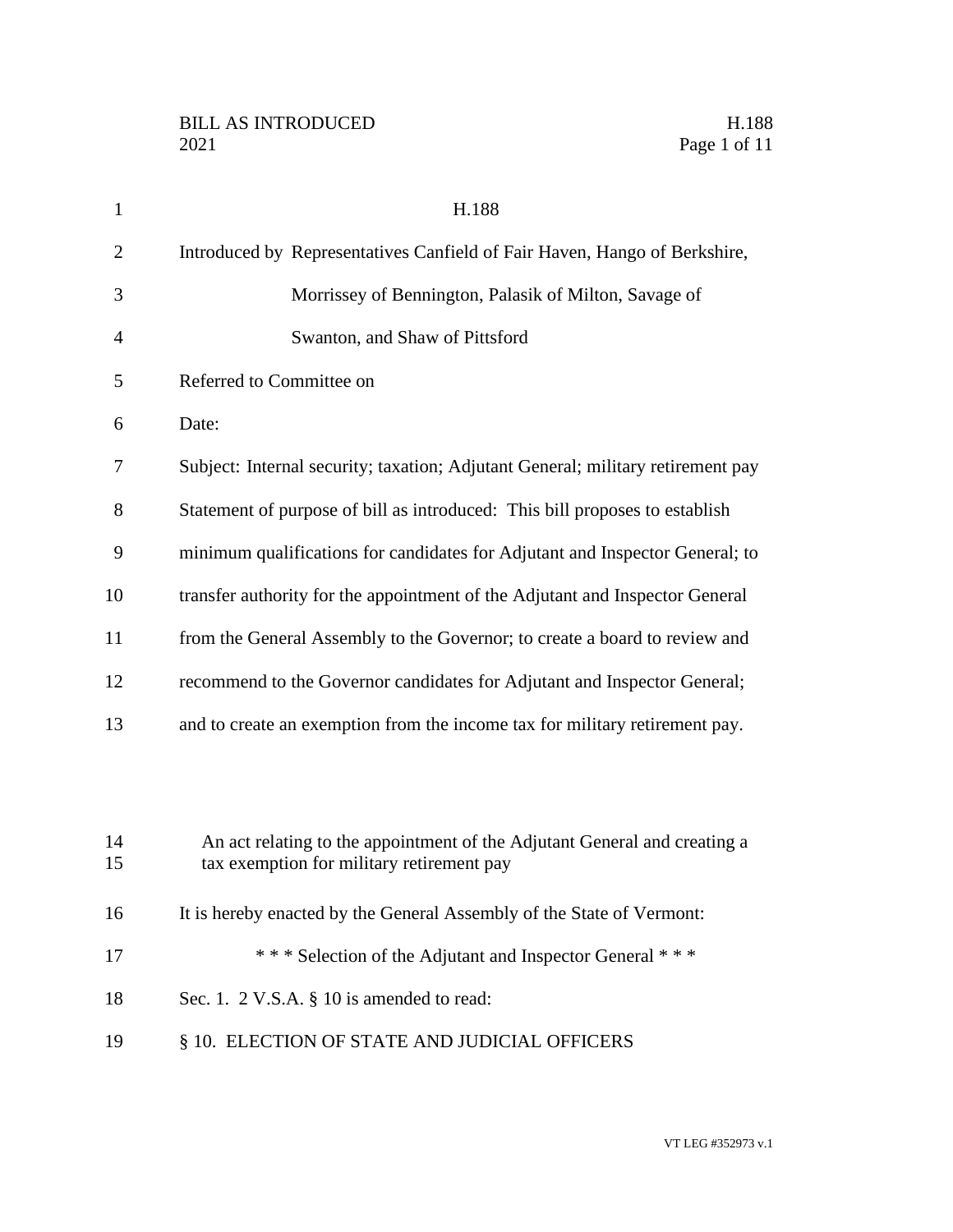# H.188

Introduced by Representatives Canfield of Fair Haven, Hango of Berkshire, Morrissey of Bennington, Palasik of Milton, Savage of Swanton, and Shaw of Pittsford

Referred to Committee on

Date:

Subject: Internal security; taxation; Adjutant General; military retirement pay

Statement of purpose of bill as introduced: This bill proposes to establish minimum qualifications for candidates for Adjutant and Inspector General; to transfer authority for the appointment of the Adjutant and Inspector General from the General Assembly to the Governor; to create a board to review and recommend to the Governor candidates for Adjutant and Inspector General; and to create an exemption from the income tax for military retirement pay.

An act relating to the appointment of the Adjutant General and creating a tax exemption for military retirement pay

It is hereby enacted by the General Assembly of the State of Vermont:

\* \* \* Selection of the Adjutant and Inspector General \* \* \*

Sec. 1. 2 V.S.A. § 10 is amended to read:

§ 10. ELECTION OF STATE AND JUDICIAL OFFICERS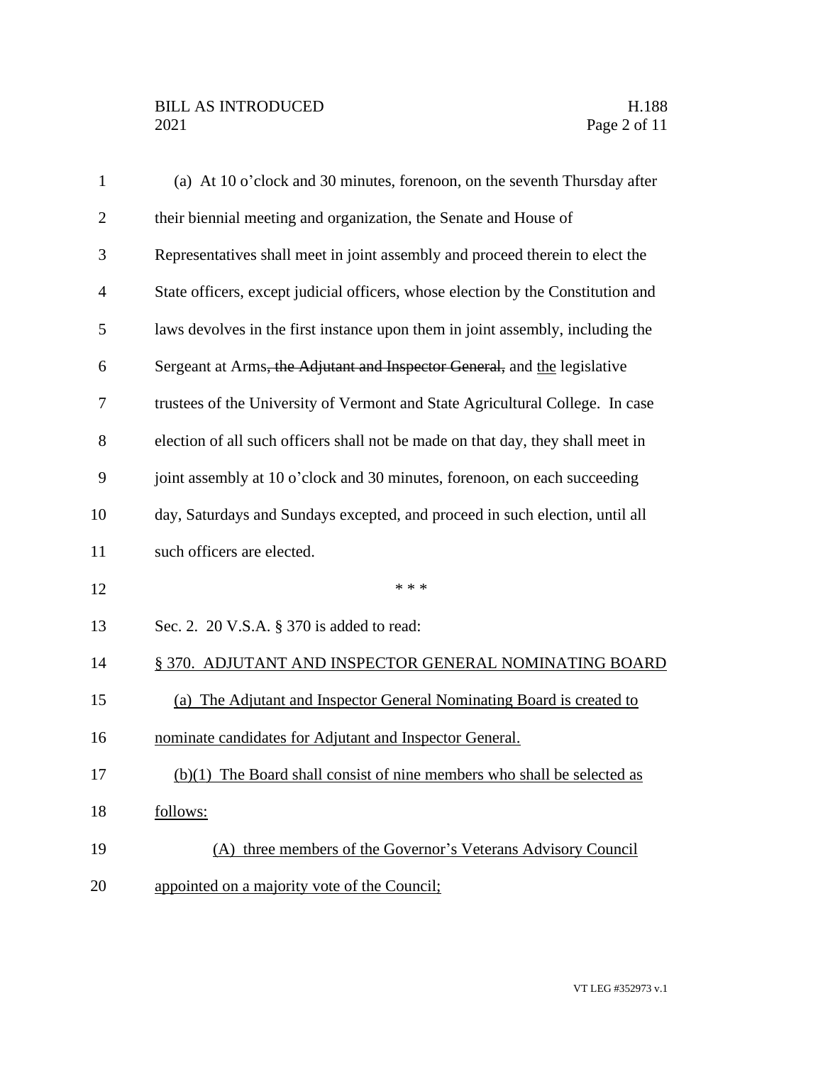(a) At 10 o'clock and 30 minutes, forenoon, on the seventh Thursday after their biennial meeting and organization, the Senate and House of Representatives shall meet in joint assembly and proceed therein to elect the State officers, except judicial officers, whose election by the Constitution and laws devolves in the first instance upon them in joint assembly, including the Sergeant at Arms~~, the Adjutant and Inspector General,~~ and the legislative trustees of the University of Vermont and State Agricultural College. In case election of all such officers shall not be made on that day, they shall meet in joint assembly at 10 o'clock and 30 minutes, forenoon, on each succeeding day, Saturdays and Sundays excepted, and proceed in such election, until all such officers are elected.

\* \* \*

Sec. 2. 20 V.S.A. § 370 is added to read:

§ 370. ADJUTANT AND INSPECTOR GENERAL NOMINATING BOARD

(a) The Adjutant and Inspector General Nominating Board is created to nominate candidates for Adjutant and Inspector General.

(b)(1) The Board shall consist of nine members who shall be selected as follows:

(A) three members of the Governor's Veterans Advisory Council appointed on a majority vote of the Council;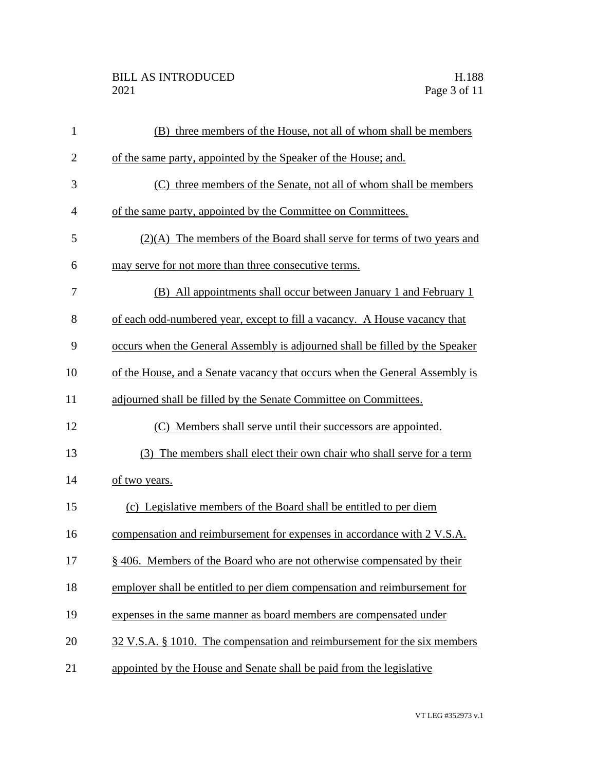(B) three members of the House, not all of whom shall be members of the same party, appointed by the Speaker of the House; and.

(C) three members of the Senate, not all of whom shall be members of the same party, appointed by the Committee on Committees.

(2)(A) The members of the Board shall serve for terms of two years and may serve for not more than three consecutive terms.

(B) All appointments shall occur between January 1 and February 1 of each odd-numbered year, except to fill a vacancy. A House vacancy that occurs when the General Assembly is adjourned shall be filled by the Speaker of the House, and a Senate vacancy that occurs when the General Assembly is adjourned shall be filled by the Senate Committee on Committees.

(C) Members shall serve until their successors are appointed.

(3) The members shall elect their own chair who shall serve for a term of two years.

(c) Legislative members of the Board shall be entitled to per diem compensation and reimbursement for expenses in accordance with 2 V.S.A. § 406. Members of the Board who are not otherwise compensated by their employer shall be entitled to per diem compensation and reimbursement for expenses in the same manner as board members are compensated under 32 V.S.A. § 1010. The compensation and reimbursement for the six members appointed by the House and Senate shall be paid from the legislative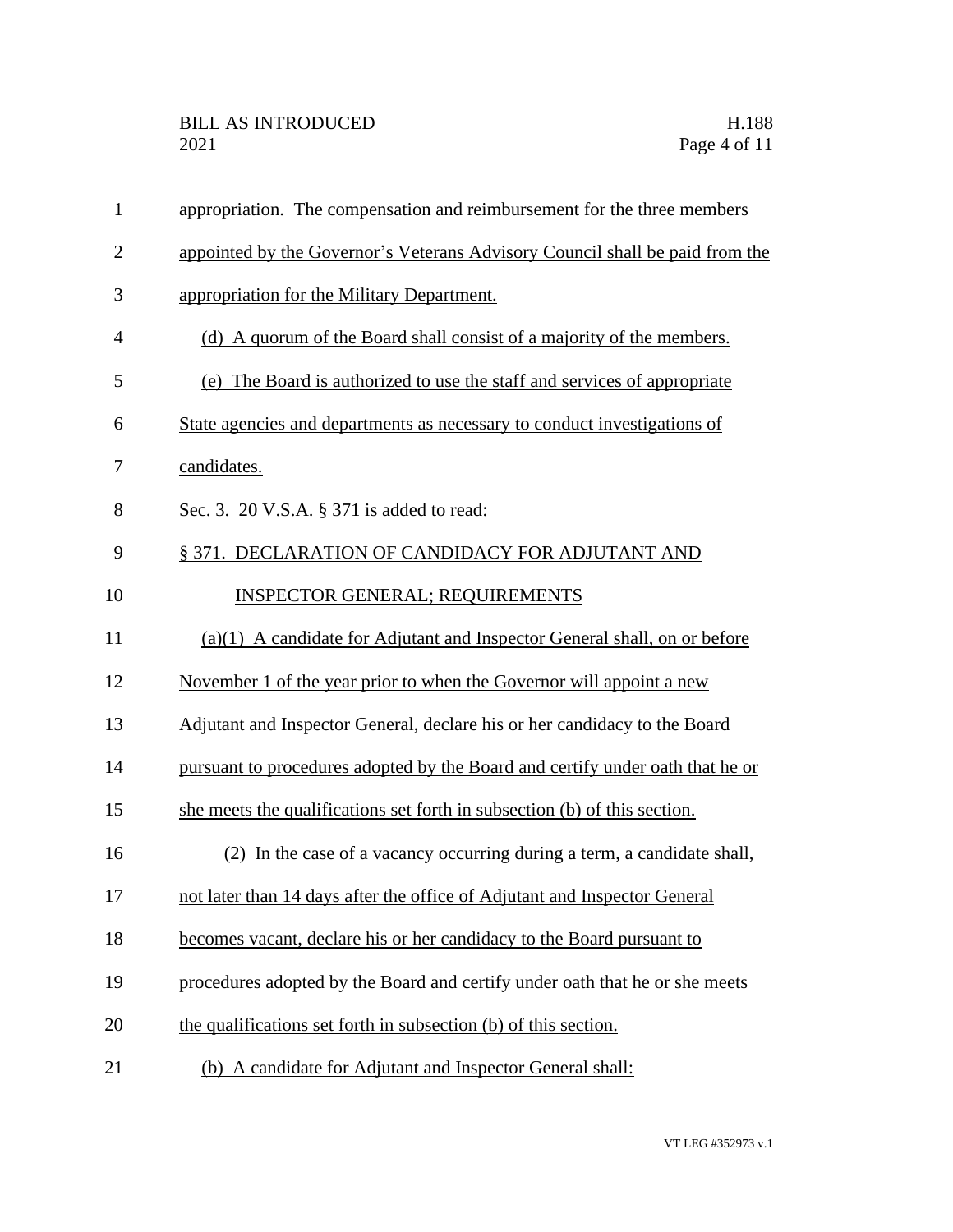appropriation. The compensation and reimbursement for the three members appointed by the Governor's Veterans Advisory Council shall be paid from the appropriation for the Military Department.

(d) A quorum of the Board shall consist of a majority of the members.

(e) The Board is authorized to use the staff and services of appropriate State agencies and departments as necessary to conduct investigations of candidates.

Sec. 3. 20 V.S.A. § 371 is added to read:

§ 371. DECLARATION OF CANDIDACY FOR ADJUTANT AND INSPECTOR GENERAL; REQUIREMENTS

(a)(1) A candidate for Adjutant and Inspector General shall, on or before November 1 of the year prior to when the Governor will appoint a new Adjutant and Inspector General, declare his or her candidacy to the Board pursuant to procedures adopted by the Board and certify under oath that he or she meets the qualifications set forth in subsection (b) of this section.

(2) In the case of a vacancy occurring during a term, a candidate shall, not later than 14 days after the office of Adjutant and Inspector General becomes vacant, declare his or her candidacy to the Board pursuant to procedures adopted by the Board and certify under oath that he or she meets the qualifications set forth in subsection (b) of this section.

(b) A candidate for Adjutant and Inspector General shall: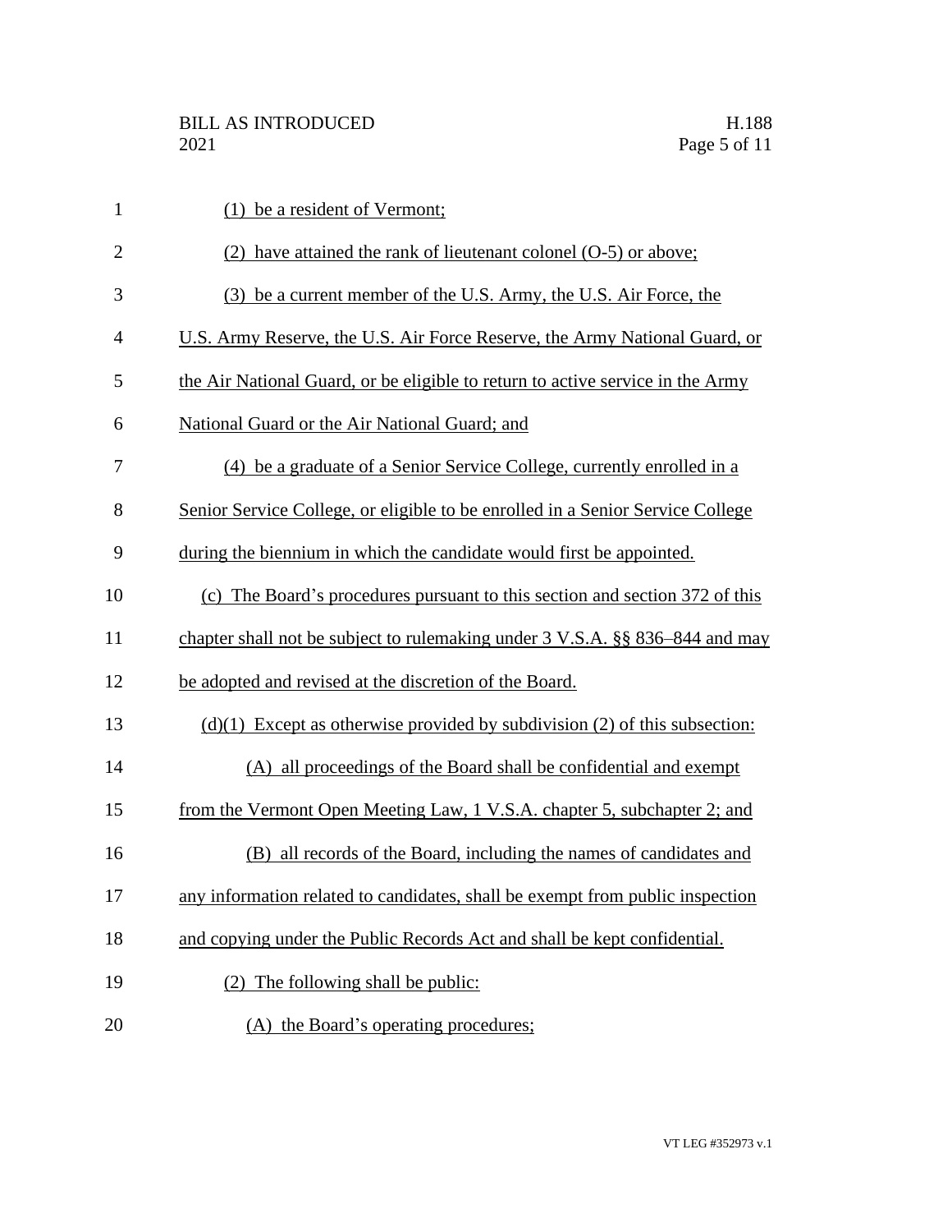(1) be a resident of Vermont;

(2) have attained the rank of lieutenant colonel (O-5) or above;

(3) be a current member of the U.S. Army, the U.S. Air Force, the U.S. Army Reserve, the U.S. Air Force Reserve, the Army National Guard, or the Air National Guard, or be eligible to return to active service in the Army National Guard or the Air National Guard; and

(4) be a graduate of a Senior Service College, currently enrolled in a Senior Service College, or eligible to be enrolled in a Senior Service College during the biennium in which the candidate would first be appointed.

(c) The Board's procedures pursuant to this section and section 372 of this chapter shall not be subject to rulemaking under 3 V.S.A. §§ 836–844 and may be adopted and revised at the discretion of the Board.

(d)(1) Except as otherwise provided by subdivision (2) of this subsection:

(A) all proceedings of the Board shall be confidential and exempt from the Vermont Open Meeting Law, 1 V.S.A. chapter 5, subchapter 2; and

(B) all records of the Board, including the names of candidates and any information related to candidates, shall be exempt from public inspection and copying under the Public Records Act and shall be kept confidential.

(2) The following shall be public:

(A) the Board's operating procedures;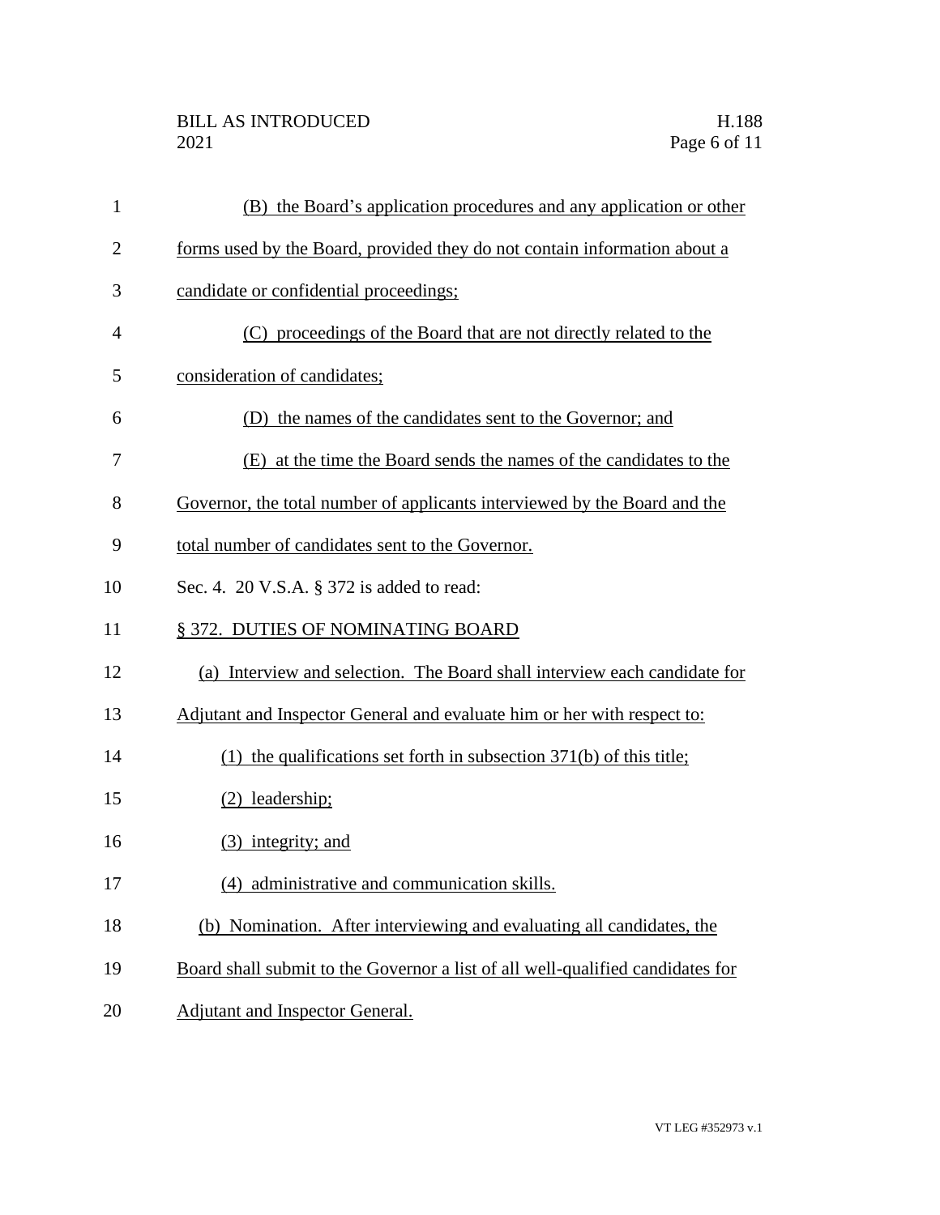(B) the Board's application procedures and any application or other forms used by the Board, provided they do not contain information about a candidate or confidential proceedings;

(C) proceedings of the Board that are not directly related to the consideration of candidates;

(D) the names of the candidates sent to the Governor; and

(E) at the time the Board sends the names of the candidates to the Governor, the total number of applicants interviewed by the Board and the total number of candidates sent to the Governor.

Sec. 4. 20 V.S.A. § 372 is added to read:

§ 372. DUTIES OF NOMINATING BOARD

(a) Interview and selection. The Board shall interview each candidate for Adjutant and Inspector General and evaluate him or her with respect to:

(1) the qualifications set forth in subsection 371(b) of this title;

(2) leadership;

(3) integrity; and

(4) administrative and communication skills.

(b) Nomination. After interviewing and evaluating all candidates, the Board shall submit to the Governor a list of all well-qualified candidates for Adjutant and Inspector General.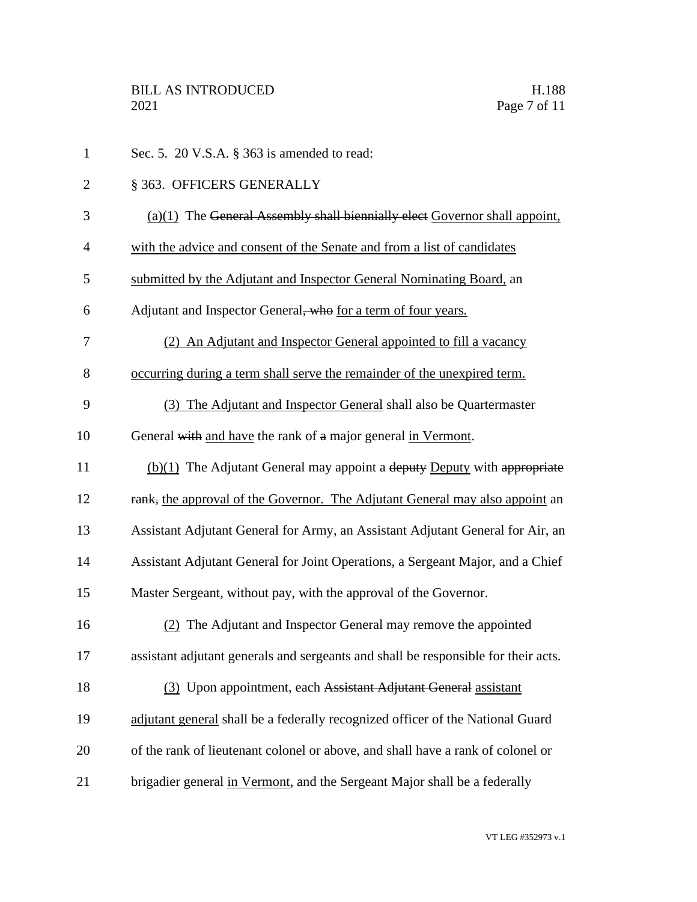Sec. 5. 20 V.S.A. § 363 is amended to read:

§ 363. OFFICERS GENERALLY

(a)(1) The ~~General Assembly shall biennially elect~~ Governor shall appoint, with the advice and consent of the Senate and from a list of candidates submitted by the Adjutant and Inspector General Nominating Board, an Adjutant and Inspector General~~, who~~ for a term of four years.

(2) An Adjutant and Inspector General appointed to fill a vacancy occurring during a term shall serve the remainder of the unexpired term.

(3) The Adjutant and Inspector General shall also be Quartermaster General ~~with~~ and have the rank of ~~a~~ major general in Vermont.

(b)(1) The Adjutant General may appoint a ~~deputy~~ Deputy with ~~appropriate rank,~~ the approval of the Governor. The Adjutant General may also appoint an Assistant Adjutant General for Army, an Assistant Adjutant General for Air, an Assistant Adjutant General for Joint Operations, a Sergeant Major, and a Chief Master Sergeant, without pay, with the approval of the Governor.

(2) The Adjutant and Inspector General may remove the appointed assistant adjutant generals and sergeants and shall be responsible for their acts.

(3) Upon appointment, each ~~Assistant Adjutant General~~ assistant adjutant general shall be a federally recognized officer of the National Guard of the rank of lieutenant colonel or above, and shall have a rank of colonel or brigadier general in Vermont, and the Sergeant Major shall be a federally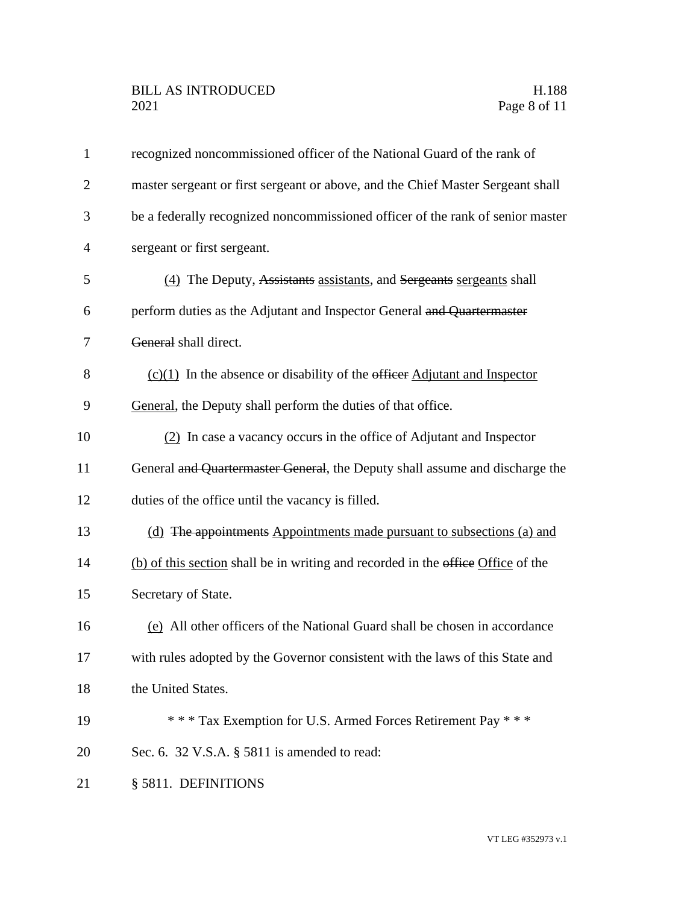recognized noncommissioned officer of the National Guard of the rank of master sergeant or first sergeant or above, and the Chief Master Sergeant shall be a federally recognized noncommissioned officer of the rank of senior master sergeant or first sergeant.

(4) The Deputy, ~~Assistants~~ assistants, and ~~Sergeants~~ sergeants shall perform duties as the Adjutant and Inspector General ~~and Quartermaster General~~ shall direct.

(c)(1) In the absence or disability of the ~~officer~~ Adjutant and Inspector General, the Deputy shall perform the duties of that office.

(2) In case a vacancy occurs in the office of Adjutant and Inspector General ~~and Quartermaster General~~, the Deputy shall assume and discharge the duties of the office until the vacancy is filled.

(d) ~~The appointments~~ Appointments made pursuant to subsections (a) and (b) of this section shall be in writing and recorded in the ~~office~~ Office of the Secretary of State.

(e) All other officers of the National Guard shall be chosen in accordance with rules adopted by the Governor consistent with the laws of this State and the United States.

\* \* \* Tax Exemption for U.S. Armed Forces Retirement Pay \* \* \*

Sec. 6. 32 V.S.A. § 5811 is amended to read:

§ 5811. DEFINITIONS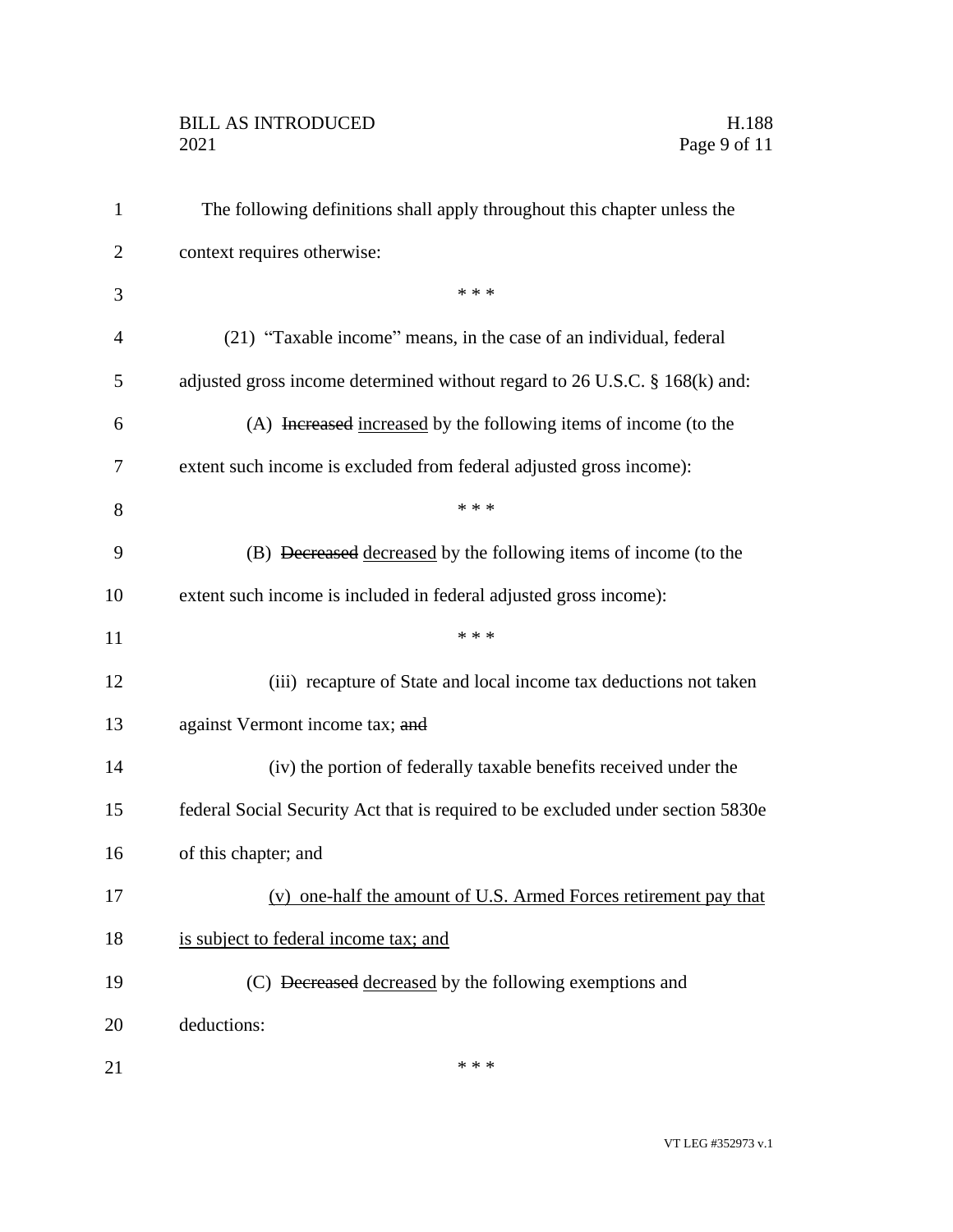The following definitions shall apply throughout this chapter unless the context requires otherwise:

\* \* \*

(21) "Taxable income" means, in the case of an individual, federal adjusted gross income determined without regard to 26 U.S.C. § 168(k) and:

(A) ~~Increased~~ <u>increased</u> by the following items of income (to the extent such income is excluded from federal adjusted gross income):

\* \* \*

(B) ~~Decreased~~ <u>decreased</u> by the following items of income (to the extent such income is included in federal adjusted gross income):

\* \* \*

(iii) recapture of State and local income tax deductions not taken against Vermont income tax; ~~and~~

(iv) the portion of federally taxable benefits received under the federal Social Security Act that is required to be excluded under section 5830e of this chapter; and

<u>(v) one-half the amount of U.S. Armed Forces retirement pay that is subject to federal income tax; and</u>

(C) ~~Decreased~~ <u>decreased</u> by the following exemptions and deductions:

\* \* \*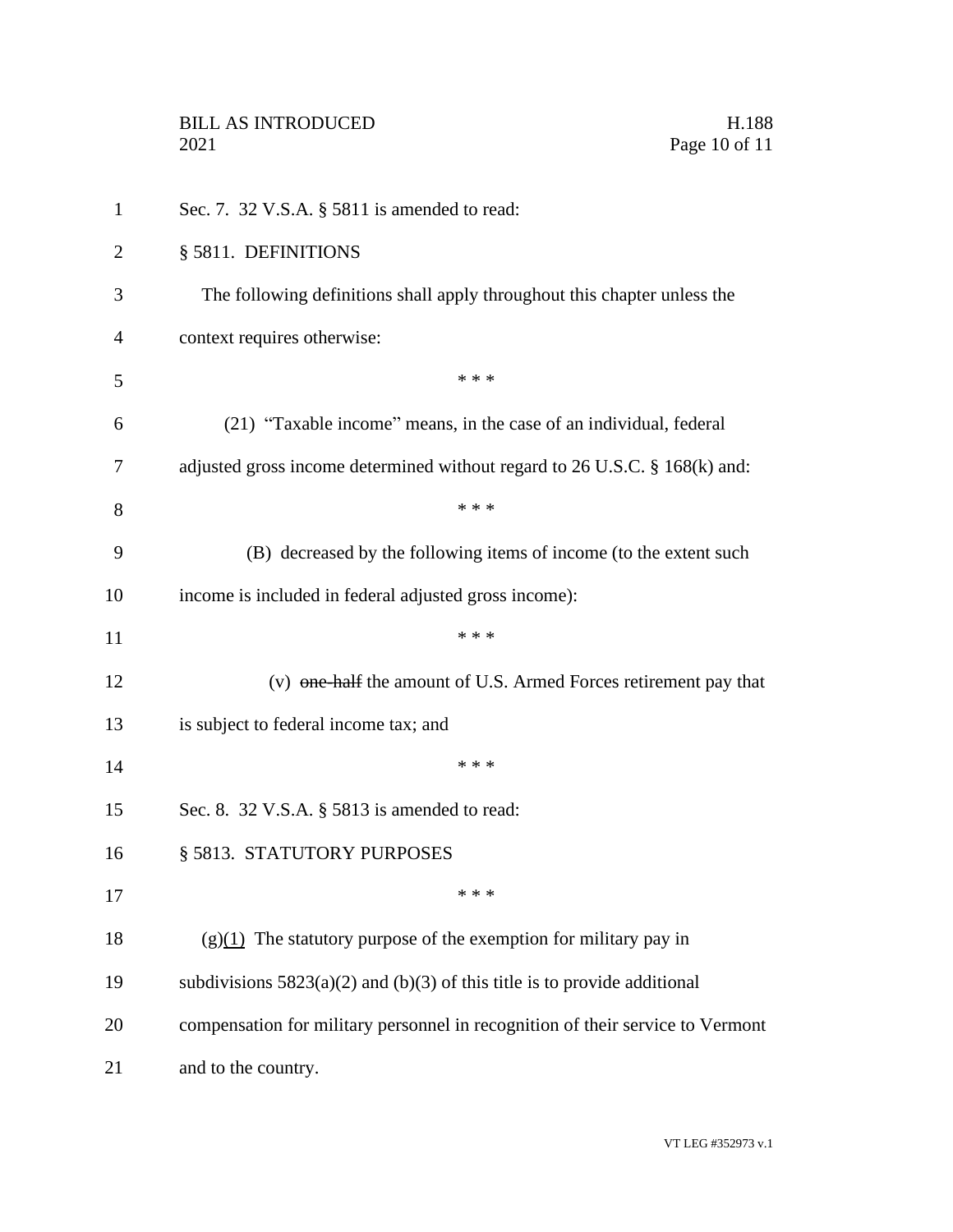Sec. 7. 32 V.S.A. § 5811 is amended to read:

§ 5811. DEFINITIONS

The following definitions shall apply throughout this chapter unless the context requires otherwise:

\* \* \*

(21) "Taxable income" means, in the case of an individual, federal adjusted gross income determined without regard to 26 U.S.C. § 168(k) and:

\* \* \*

(B) decreased by the following items of income (to the extent such income is included in federal adjusted gross income):

\* \* \*

(v) ~~one-half~~ the amount of U.S. Armed Forces retirement pay that is subject to federal income tax; and

\* \* \*

Sec. 8. 32 V.S.A. § 5813 is amended to read:

§ 5813. STATUTORY PURPOSES

\* \* \*

(g)<u>(1)</u> The statutory purpose of the exemption for military pay in subdivisions 5823(a)(2) and (b)(3) of this title is to provide additional compensation for military personnel in recognition of their service to Vermont and to the country.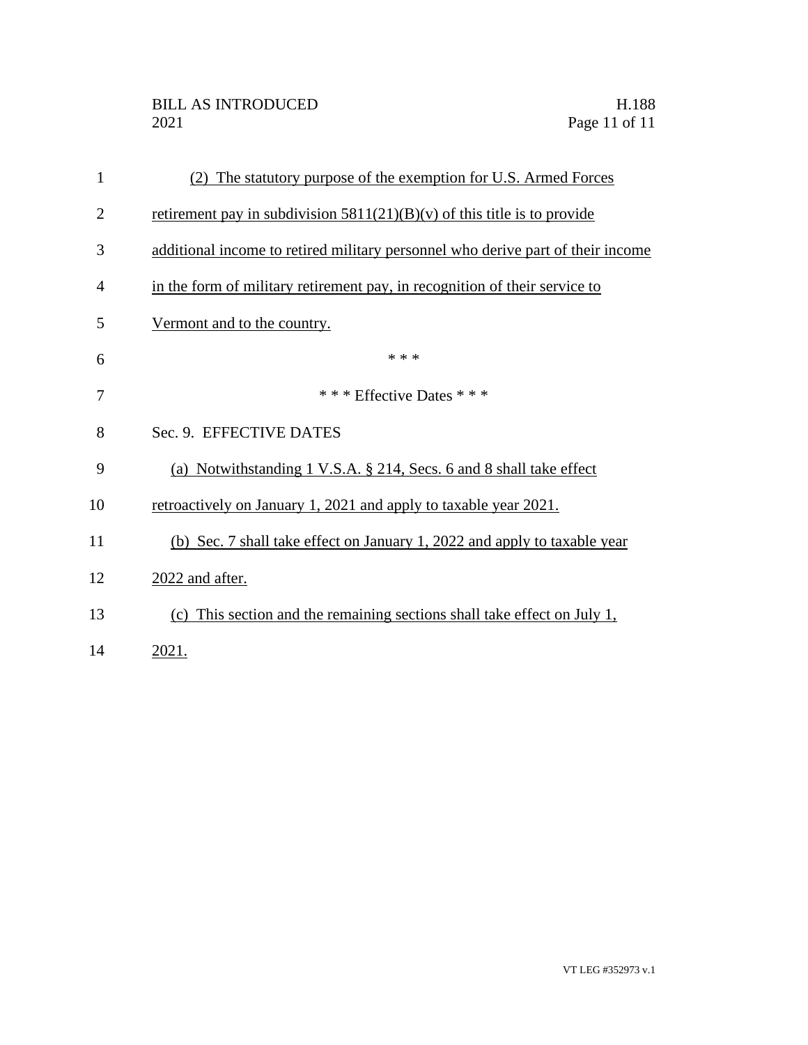(2) The statutory purpose of the exemption for U.S. Armed Forces retirement pay in subdivision 5811(21)(B)(v) of this title is to provide additional income to retired military personnel who derive part of their income in the form of military retirement pay, in recognition of their service to Vermont and to the country.

\* \* \*

\* \* \* Effective Dates \* \* \*

Sec. 9. EFFECTIVE DATES

(a) Notwithstanding 1 V.S.A. § 214, Secs. 6 and 8 shall take effect retroactively on January 1, 2021 and apply to taxable year 2021.

(b) Sec. 7 shall take effect on January 1, 2022 and apply to taxable year 2022 and after.

(c) This section and the remaining sections shall take effect on July 1, 2021.